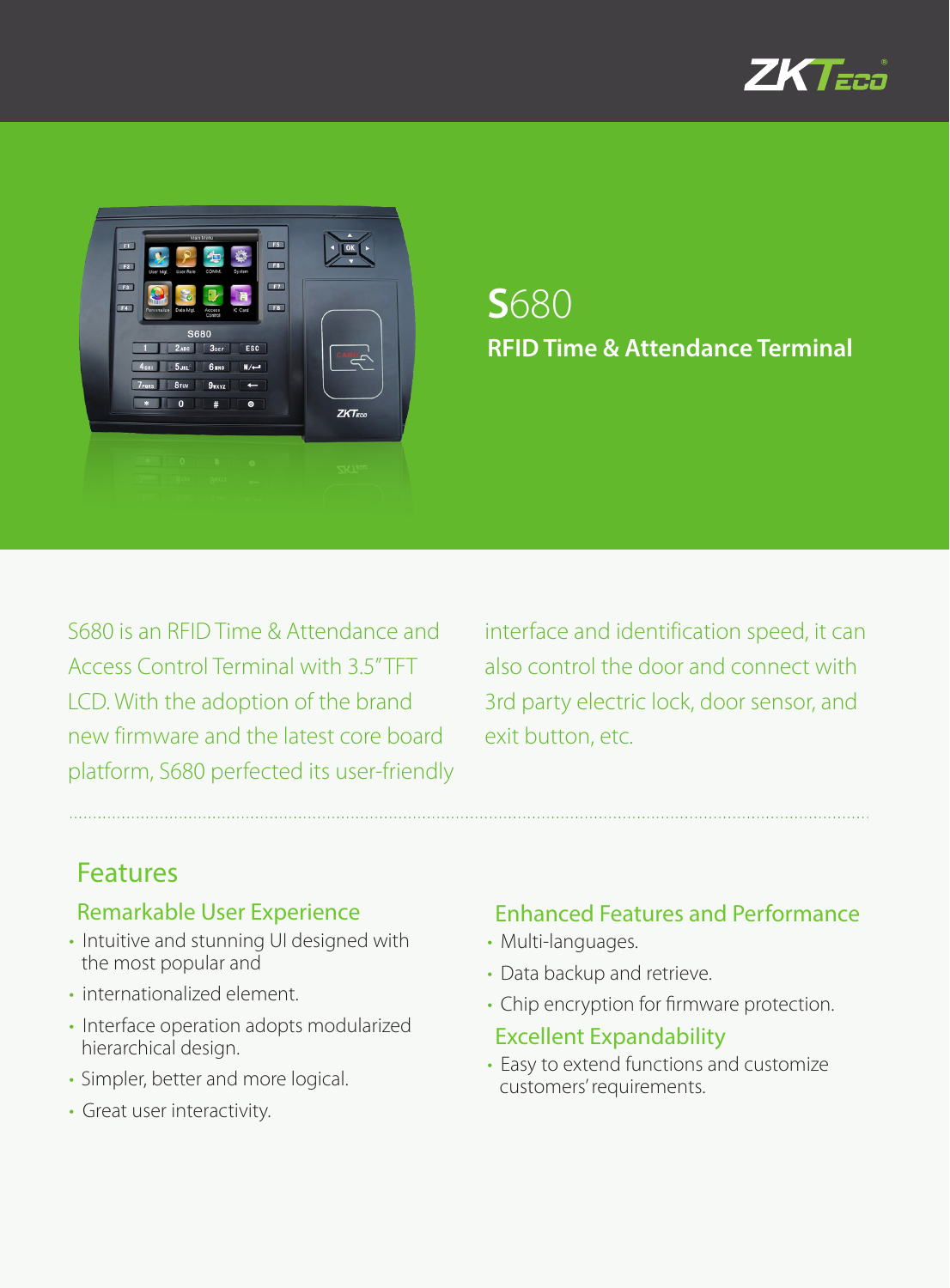# S680

## RFID Time & Attendance Terminal

S680 is an RFID Time & Attendance and Access Control Terminal with 3.5″TFT LCD. With the adoption of the brand new firmware and the latest core board platform, S680 perfected its user-friendly interface and identification speed, it can also control the door and connect with 3rd party electric lock, door sensor, and exit button, etc.

## Features

### Remarkable User Experience

- Intuitive and stunning UI designed with the most popular and
- internationalized element.
- Interface operation adopts modularized hierarchical design.
- Simpler, better and more logical.
- Great user interactivity.

### Enhanced Features and Performance

- Multi-languages.
- Data backup and retrieve.
- Chip encryption for firmware protection.

### Excellent Expandability

- Easy to extend functions and customize customers' requirements.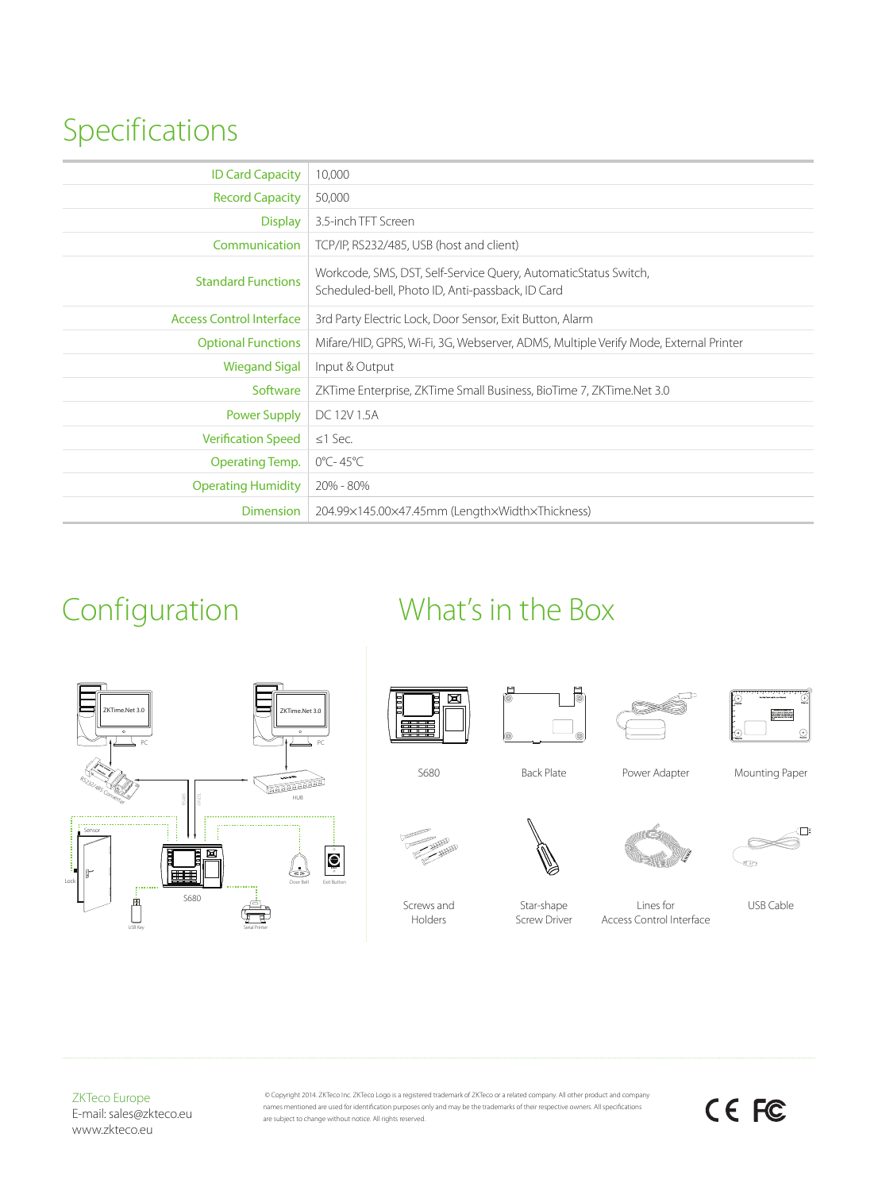# Specifications

| | |
|---|---|
| ID Card Capacity | 10,000 |
| Record Capacity | 50,000 |
| Display | 3.5-inch TFT Screen |
| Communication | TCP/IP, RS232/485, USB (host and client) |
| Standard Functions | Workcode, SMS, DST, Self-Service Query, AutomaticStatus Switch, Scheduled-bell, Photo ID, Anti-passback, ID Card |
| Access Control Interface | 3rd Party Electric Lock, Door Sensor, Exit Button, Alarm |
| Optional Functions | Mifare/HID, GPRS, Wi-Fi, 3G, Webserver, ADMS, Multiple Verify Mode, External Printer |
| Wiegand Sigal | Input & Output |
| Software | ZKTime Enterprise, ZKTime Small Business, BioTime 7, ZKTime.Net 3.0 |
| Power Supply | DC 12V 1.5A |
| Verification Speed | ≤1 Sec. |
| Operating Temp. | 0℃- 45℃ |
| Operating Humidity | 20% - 80% |
| Dimension | 204.99×145.00×47.45mm (Length×Width×Thickness) |

# Configuration

ZKTime.Net 3.0
PC
ZKTime.Net 3.0
PC
RS232/485 Converter
HUB
Sensor
Lock
S680
Door Bell
Exit Button
USB Key
Serial Printer

# What's in the Box

- S680
- Back Plate
- Power Adapter
- Mounting Paper
- Screws and Holders
- Star-shape Screw Driver
- Lines for Access Control Interface
- USB Cable

ZKTeco Europe
E-mail: sales@zkteco.eu
www.zkteco.eu

© Copyright 2014. ZKTeco Inc. ZKTeco Logo is a registered trademark of ZKTeco or a related company. All other product and company names mentioned are used for identification purposes only and may be the trademarks of their respective owners. All specifications are subject to change without notice. All rights reserved.